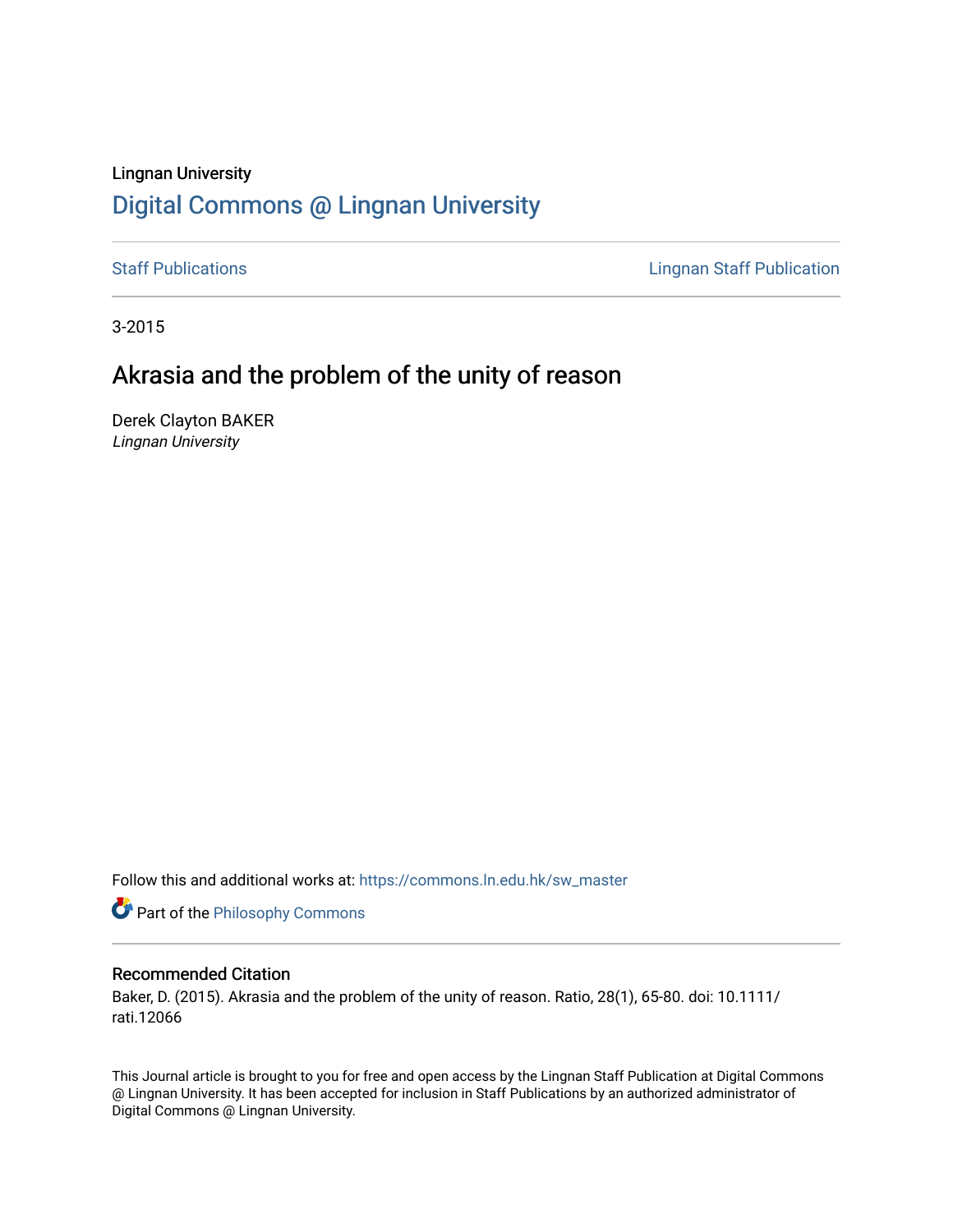Lingnan University

# Digital Commons @ Lingnan University

Staff Publications | Lingnan Staff Publication

3-2015

## Akrasia and the problem of the unity of reason

Derek Clayton BAKER
*Lingnan University*

Follow this and additional works at: https://commons.ln.edu.hk/sw_master

Part of the Philosophy Commons

### Recommended Citation

Baker, D. (2015). Akrasia and the problem of the unity of reason. Ratio, 28(1), 65-80. doi: 10.1111/rati.12066

This Journal article is brought to you for free and open access by the Lingnan Staff Publication at Digital Commons @ Lingnan University. It has been accepted for inclusion in Staff Publications by an authorized administrator of Digital Commons @ Lingnan University.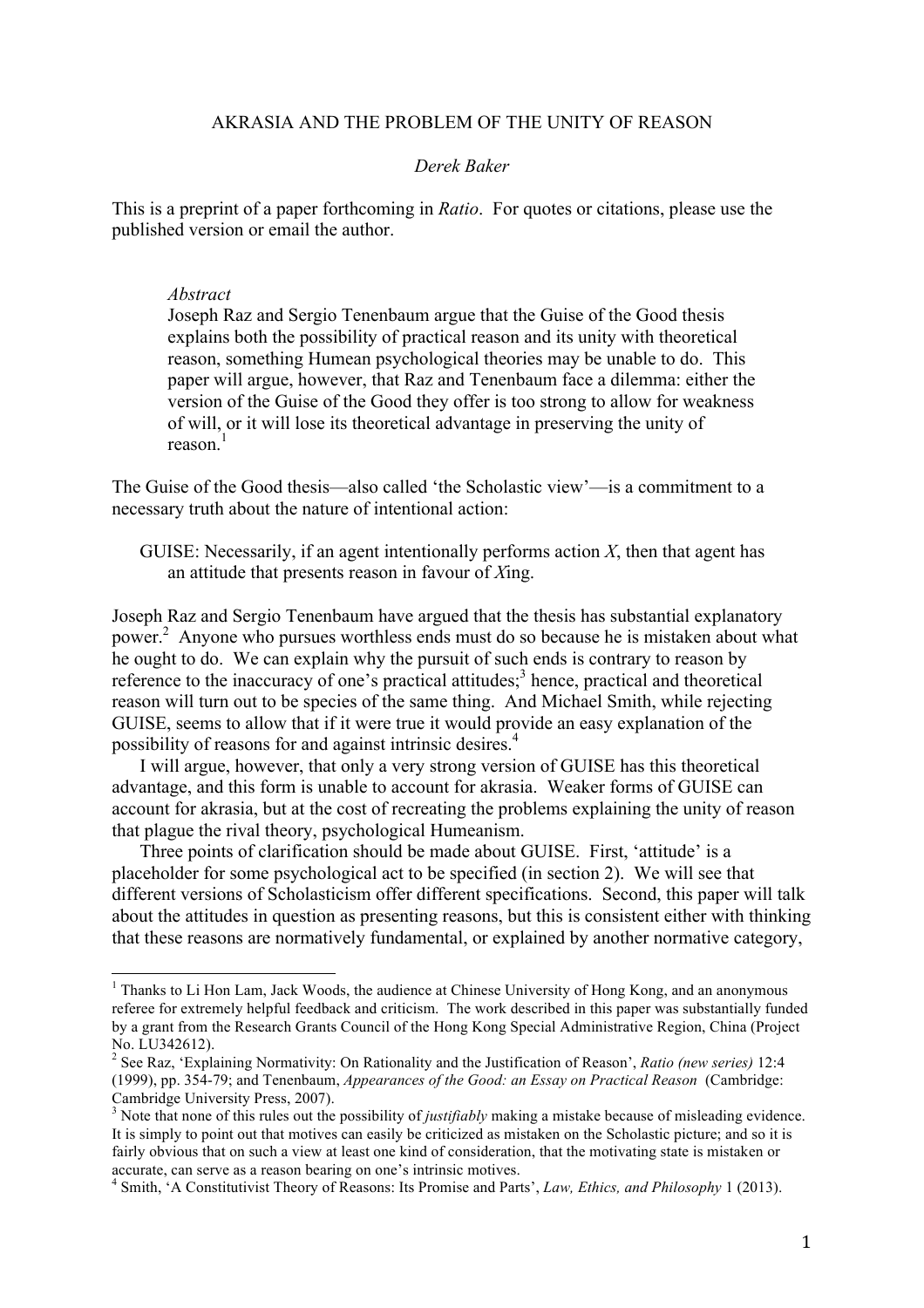AKRASIA AND THE PROBLEM OF THE UNITY OF REASON

*Derek Baker*

This is a preprint of a paper forthcoming in *Ratio*. For quotes or citations, please use the published version or email the author.

> *Abstract*
> Joseph Raz and Sergio Tenenbaum argue that the Guise of the Good thesis explains both the possibility of practical reason and its unity with theoretical reason, something Humean psychological theories may be unable to do. This paper will argue, however, that Raz and Tenenbaum face a dilemma: either the version of the Guise of the Good they offer is too strong to allow for weakness of will, or it will lose its theoretical advantage in preserving the unity of reason.[1]

The Guise of the Good thesis—also called 'the Scholastic view'—is a commitment to a necessary truth about the nature of intentional action:

> GUISE: Necessarily, if an agent intentionally performs action *X*, then that agent has an attitude that presents reason in favour of *X*ing.

Joseph Raz and Sergio Tenenbaum have argued that the thesis has substantial explanatory power.[2] Anyone who pursues worthless ends must do so because he is mistaken about what he ought to do. We can explain why the pursuit of such ends is contrary to reason by reference to the inaccuracy of one's practical attitudes;[3] hence, practical and theoretical reason will turn out to be species of the same thing. And Michael Smith, while rejecting GUISE, seems to allow that if it were true it would provide an easy explanation of the possibility of reasons for and against intrinsic desires.[4]

I will argue, however, that only a very strong version of GUISE has this theoretical advantage, and this form is unable to account for akrasia. Weaker forms of GUISE can account for akrasia, but at the cost of recreating the problems explaining the unity of reason that plague the rival theory, psychological Humeanism.

Three points of clarification should be made about GUISE. First, 'attitude' is a placeholder for some psychological act to be specified (in section 2). We will see that different versions of Scholasticism offer different specifications. Second, this paper will talk about the attitudes in question as presenting reasons, but this is consistent either with thinking that these reasons are normatively fundamental, or explained by another normative category,

---

[1] Thanks to Li Hon Lam, Jack Woods, the audience at Chinese University of Hong Kong, and an anonymous referee for extremely helpful feedback and criticism. The work described in this paper was substantially funded by a grant from the Research Grants Council of the Hong Kong Special Administrative Region, China (Project No. LU342612).

[2] See Raz, 'Explaining Normativity: On Rationality and the Justification of Reason', *Ratio (new series)* 12:4 (1999), pp. 354-79; and Tenenbaum, *Appearances of the Good: an Essay on Practical Reason* (Cambridge: Cambridge University Press, 2007).

[3] Note that none of this rules out the possibility of *justifiably* making a mistake because of misleading evidence. It is simply to point out that motives can easily be criticized as mistaken on the Scholastic picture; and so it is fairly obvious that on such a view at least one kind of consideration, that the motivating state is mistaken or accurate, can serve as a reason bearing on one's intrinsic motives.

[4] Smith, 'A Constitutivist Theory of Reasons: Its Promise and Parts', *Law, Ethics, and Philosophy* 1 (2013).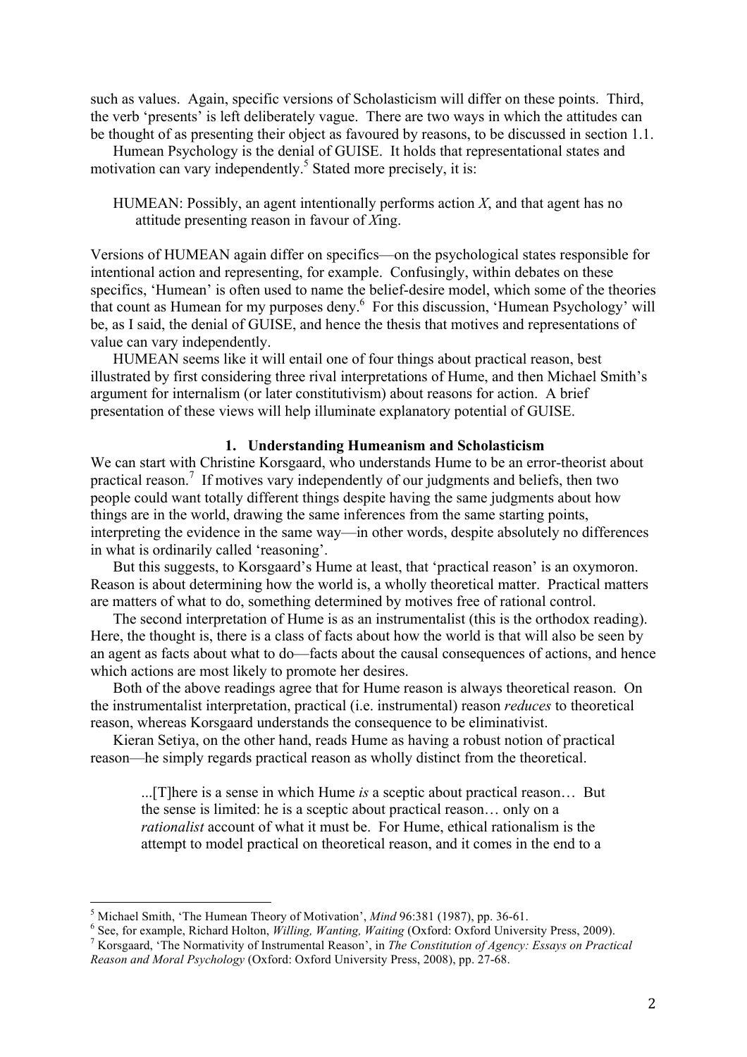such as values. Again, specific versions of Scholasticism will differ on these points. Third, the verb 'presents' is left deliberately vague. There are two ways in which the attitudes can be thought of as presenting their object as favoured by reasons, to be discussed in section 1.1.

Humean Psychology is the denial of GUISE. It holds that representational states and motivation can vary independently.[5] Stated more precisely, it is:

> HUMEAN: Possibly, an agent intentionally performs action *X*, and that agent has no attitude presenting reason in favour of *X*ing.

Versions of HUMEAN again differ on specifics—on the psychological states responsible for intentional action and representing, for example. Confusingly, within debates on these specifics, 'Humean' is often used to name the belief-desire model, which some of the theories that count as Humean for my purposes deny.[6] For this discussion, 'Humean Psychology' will be, as I said, the denial of GUISE, and hence the thesis that motives and representations of value can vary independently.

HUMEAN seems like it will entail one of four things about practical reason, best illustrated by first considering three rival interpretations of Hume, and then Michael Smith's argument for internalism (or later constitutivism) about reasons for action. A brief presentation of these views will help illuminate explanatory potential of GUISE.

## 1. Understanding Humeanism and Scholasticism

We can start with Christine Korsgaard, who understands Hume to be an error-theorist about practical reason.[7] If motives vary independently of our judgments and beliefs, then two people could want totally different things despite having the same judgments about how things are in the world, drawing the same inferences from the same starting points, interpreting the evidence in the same way—in other words, despite absolutely no differences in what is ordinarily called 'reasoning'.

But this suggests, to Korsgaard's Hume at least, that 'practical reason' is an oxymoron. Reason is about determining how the world is, a wholly theoretical matter. Practical matters are matters of what to do, something determined by motives free of rational control.

The second interpretation of Hume is as an instrumentalist (this is the orthodox reading). Here, the thought is, there is a class of facts about how the world is that will also be seen by an agent as facts about what to do—facts about the causal consequences of actions, and hence which actions are most likely to promote her desires.

Both of the above readings agree that for Hume reason is always theoretical reason. On the instrumentalist interpretation, practical (i.e. instrumental) reason *reduces* to theoretical reason, whereas Korsgaard understands the consequence to be eliminativist.

Kieran Setiya, on the other hand, reads Hume as having a robust notion of practical reason—he simply regards practical reason as wholly distinct from the theoretical.

> ...[T]here is a sense in which Hume *is* a sceptic about practical reason… But the sense is limited: he is a sceptic about practical reason… only on a *rationalist* account of what it must be. For Hume, ethical rationalism is the attempt to model practical on theoretical reason, and it comes in the end to a

---

[5] Michael Smith, 'The Humean Theory of Motivation', *Mind* 96:381 (1987), pp. 36-61.

[6] See, for example, Richard Holton, *Willing, Wanting, Waiting* (Oxford: Oxford University Press, 2009).

[7] Korsgaard, 'The Normativity of Instrumental Reason', in *The Constitution of Agency: Essays on Practical Reason and Moral Psychology* (Oxford: Oxford University Press, 2008), pp. 27-68.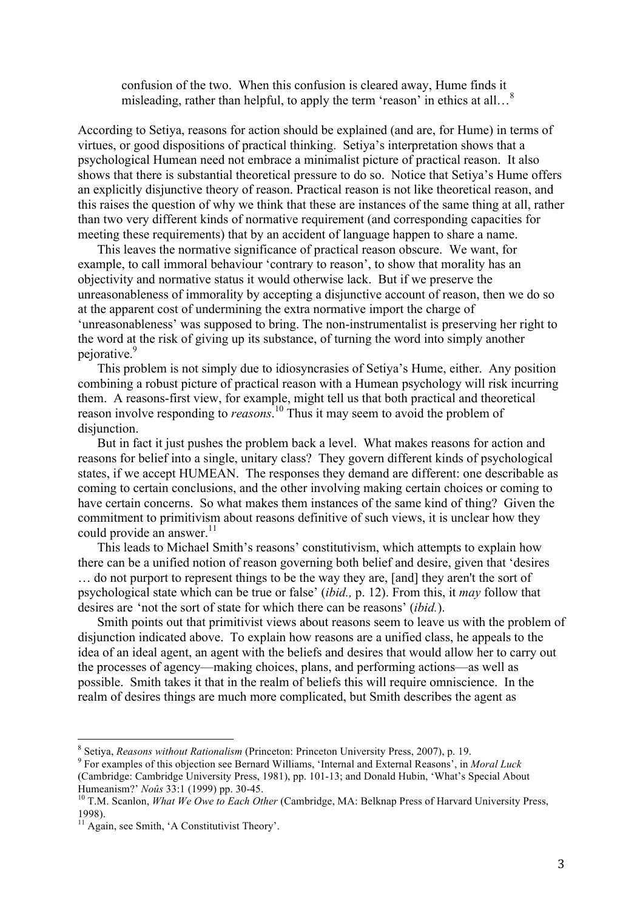> confusion of the two. When this confusion is cleared away, Hume finds it misleading, rather than helpful, to apply the term 'reason' in ethics at all…[8]

According to Setiya, reasons for action should be explained (and are, for Hume) in terms of virtues, or good dispositions of practical thinking. Setiya's interpretation shows that a psychological Humean need not embrace a minimalist picture of practical reason. It also shows that there is substantial theoretical pressure to do so. Notice that Setiya's Hume offers an explicitly disjunctive theory of reason. Practical reason is not like theoretical reason, and this raises the question of why we think that these are instances of the same thing at all, rather than two very different kinds of normative requirement (and corresponding capacities for meeting these requirements) that by an accident of language happen to share a name.

This leaves the normative significance of practical reason obscure. We want, for example, to call immoral behaviour 'contrary to reason', to show that morality has an objectivity and normative status it would otherwise lack. But if we preserve the unreasonableness of immorality by accepting a disjunctive account of reason, then we do so at the apparent cost of undermining the extra normative import the charge of 'unreasonableness' was supposed to bring. The non-instrumentalist is preserving her right to the word at the risk of giving up its substance, of turning the word into simply another pejorative.[9]

This problem is not simply due to idiosyncrasies of Setiya's Hume, either. Any position combining a robust picture of practical reason with a Humean psychology will risk incurring them. A reasons-first view, for example, might tell us that both practical and theoretical reason involve responding to *reasons*.[10] Thus it may seem to avoid the problem of disjunction.

But in fact it just pushes the problem back a level. What makes reasons for action and reasons for belief into a single, unitary class? They govern different kinds of psychological states, if we accept HUMEAN. The responses they demand are different: one describable as coming to certain conclusions, and the other involving making certain choices or coming to have certain concerns. So what makes them instances of the same kind of thing? Given the commitment to primitivism about reasons definitive of such views, it is unclear how they could provide an answer.[11]

This leads to Michael Smith's reasons' constitutivism, which attempts to explain how there can be a unified notion of reason governing both belief and desire, given that 'desires … do not purport to represent things to be the way they are, [and] they aren't the sort of psychological state which can be true or false' (*ibid.,* p. 12). From this, it *may* follow that desires are 'not the sort of state for which there can be reasons' (*ibid.*).

Smith points out that primitivist views about reasons seem to leave us with the problem of disjunction indicated above. To explain how reasons are a unified class, he appeals to the idea of an ideal agent, an agent with the beliefs and desires that would allow her to carry out the processes of agency—making choices, plans, and performing actions—as well as possible. Smith takes it that in the realm of beliefs this will require omniscience. In the realm of desires things are much more complicated, but Smith describes the agent as

---

[8] Setiya, *Reasons without Rationalism* (Princeton: Princeton University Press, 2007), p. 19.

[9] For examples of this objection see Bernard Williams, 'Internal and External Reasons', in *Moral Luck* (Cambridge: Cambridge University Press, 1981), pp. 101-13; and Donald Hubin, 'What's Special About Humeanism?' *Noûs* 33:1 (1999) pp. 30-45.

[10] T.M. Scanlon, *What We Owe to Each Other* (Cambridge, MA: Belknap Press of Harvard University Press, 1998).

[11] Again, see Smith, 'A Constitutivist Theory'.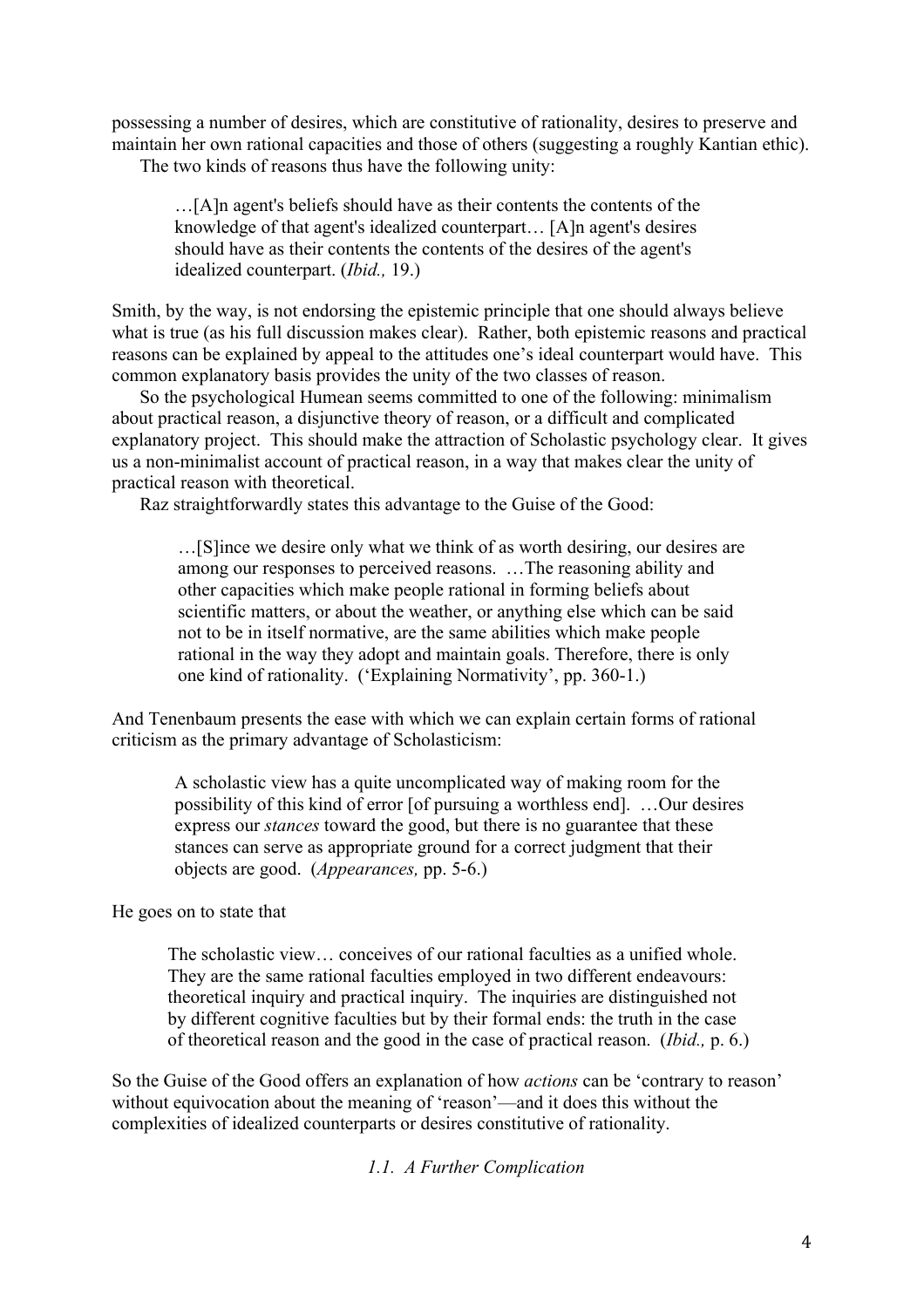possessing a number of desires, which are constitutive of rationality, desires to preserve and maintain her own rational capacities and those of others (suggesting a roughly Kantian ethic).

The two kinds of reasons thus have the following unity:

> …[A]n agent's beliefs should have as their contents the contents of the knowledge of that agent's idealized counterpart… [A]n agent's desires should have as their contents the contents of the desires of the agent's idealized counterpart. (*Ibid.,* 19.)

Smith, by the way, is not endorsing the epistemic principle that one should always believe what is true (as his full discussion makes clear). Rather, both epistemic reasons and practical reasons can be explained by appeal to the attitudes one's ideal counterpart would have. This common explanatory basis provides the unity of the two classes of reason.

So the psychological Humean seems committed to one of the following: minimalism about practical reason, a disjunctive theory of reason, or a difficult and complicated explanatory project. This should make the attraction of Scholastic psychology clear. It gives us a non-minimalist account of practical reason, in a way that makes clear the unity of practical reason with theoretical.

Raz straightforwardly states this advantage to the Guise of the Good:

> …[S]ince we desire only what we think of as worth desiring, our desires are among our responses to perceived reasons. …The reasoning ability and other capacities which make people rational in forming beliefs about scientific matters, or about the weather, or anything else which can be said not to be in itself normative, are the same abilities which make people rational in the way they adopt and maintain goals. Therefore, there is only one kind of rationality. ('Explaining Normativity', pp. 360-1.)

And Tenenbaum presents the ease with which we can explain certain forms of rational criticism as the primary advantage of Scholasticism:

> A scholastic view has a quite uncomplicated way of making room for the possibility of this kind of error [of pursuing a worthless end]. …Our desires express our *stances* toward the good, but there is no guarantee that these stances can serve as appropriate ground for a correct judgment that their objects are good. (*Appearances,* pp. 5-6.)

He goes on to state that

> The scholastic view… conceives of our rational faculties as a unified whole. They are the same rational faculties employed in two different endeavours: theoretical inquiry and practical inquiry. The inquiries are distinguished not by different cognitive faculties but by their formal ends: the truth in the case of theoretical reason and the good in the case of practical reason. (*Ibid.,* p. 6.)

So the Guise of the Good offers an explanation of how *actions* can be 'contrary to reason' without equivocation about the meaning of 'reason'—and it does this without the complexities of idealized counterparts or desires constitutive of rationality.

### *1.1. A Further Complication*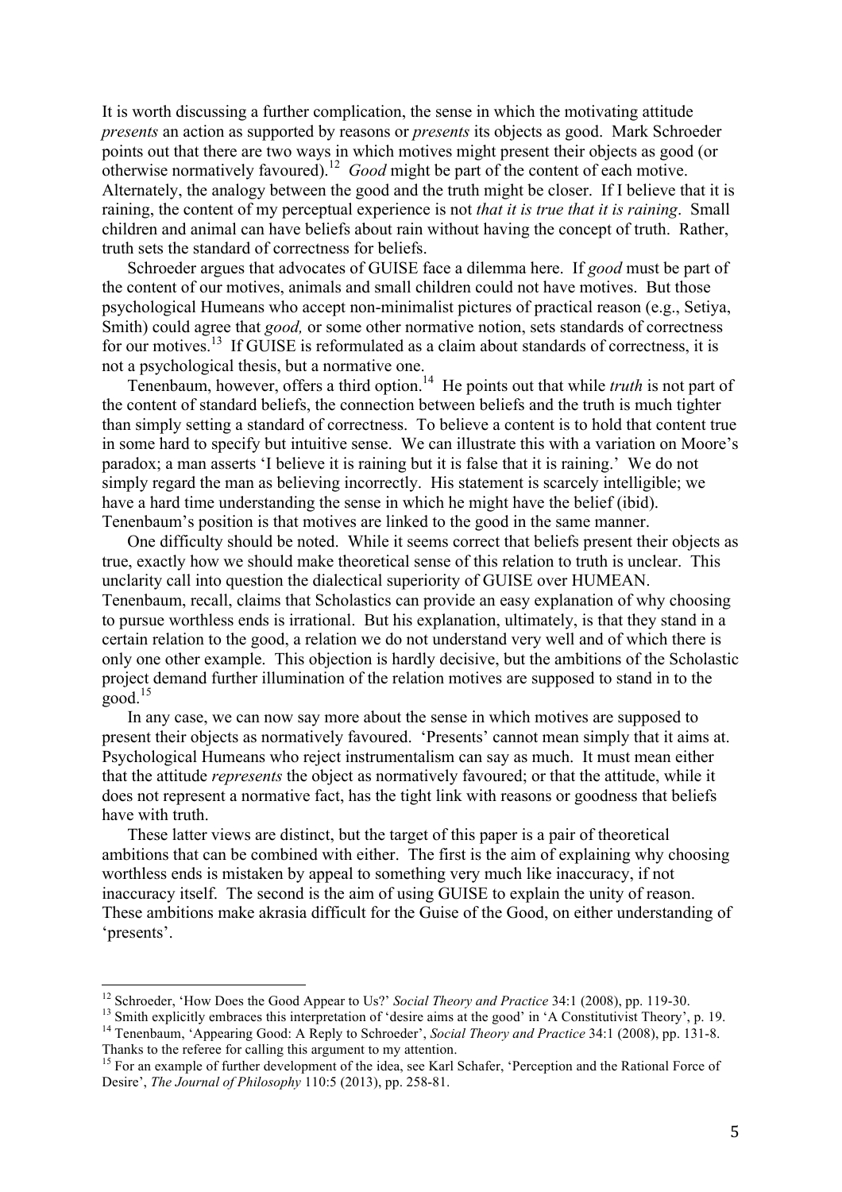It is worth discussing a further complication, the sense in which the motivating attitude *presents* an action as supported by reasons or *presents* its objects as good. Mark Schroeder points out that there are two ways in which motives might present their objects as good (or otherwise normatively favoured).[12] *Good* might be part of the content of each motive. Alternately, the analogy between the good and the truth might be closer. If I believe that it is raining, the content of my perceptual experience is not *that it is true that it is raining*. Small children and animal can have beliefs about rain without having the concept of truth. Rather, truth sets the standard of correctness for beliefs.

Schroeder argues that advocates of GUISE face a dilemma here. If *good* must be part of the content of our motives, animals and small children could not have motives. But those psychological Humeans who accept non-minimalist pictures of practical reason (e.g., Setiya, Smith) could agree that *good,* or some other normative notion, sets standards of correctness for our motives.[13] If GUISE is reformulated as a claim about standards of correctness, it is not a psychological thesis, but a normative one.

Tenenbaum, however, offers a third option.[14] He points out that while *truth* is not part of the content of standard beliefs, the connection between beliefs and the truth is much tighter than simply setting a standard of correctness. To believe a content is to hold that content true in some hard to specify but intuitive sense. We can illustrate this with a variation on Moore's paradox; a man asserts 'I believe it is raining but it is false that it is raining.' We do not simply regard the man as believing incorrectly. His statement is scarcely intelligible; we have a hard time understanding the sense in which he might have the belief (ibid). Tenenbaum's position is that motives are linked to the good in the same manner.

One difficulty should be noted. While it seems correct that beliefs present their objects as true, exactly how we should make theoretical sense of this relation to truth is unclear. This unclarity call into question the dialectical superiority of GUISE over HUMEAN. Tenenbaum, recall, claims that Scholastics can provide an easy explanation of why choosing to pursue worthless ends is irrational. But his explanation, ultimately, is that they stand in a certain relation to the good, a relation we do not understand very well and of which there is only one other example. This objection is hardly decisive, but the ambitions of the Scholastic project demand further illumination of the relation motives are supposed to stand in to the good.[15]

In any case, we can now say more about the sense in which motives are supposed to present their objects as normatively favoured. 'Presents' cannot mean simply that it aims at. Psychological Humeans who reject instrumentalism can say as much. It must mean either that the attitude *represents* the object as normatively favoured; or that the attitude, while it does not represent a normative fact, has the tight link with reasons or goodness that beliefs have with truth.

These latter views are distinct, but the target of this paper is a pair of theoretical ambitions that can be combined with either. The first is the aim of explaining why choosing worthless ends is mistaken by appeal to something very much like inaccuracy, if not inaccuracy itself. The second is the aim of using GUISE to explain the unity of reason. These ambitions make akrasia difficult for the Guise of the Good, on either understanding of 'presents'.

---

[12] Schroeder, 'How Does the Good Appear to Us?' *Social Theory and Practice* 34:1 (2008), pp. 119-30.

[13] Smith explicitly embraces this interpretation of 'desire aims at the good' in 'A Constitutivist Theory', p. 19.

[14] Tenenbaum, 'Appearing Good: A Reply to Schroeder', *Social Theory and Practice* 34:1 (2008), pp. 131-8. Thanks to the referee for calling this argument to my attention.

[15] For an example of further development of the idea, see Karl Schafer, 'Perception and the Rational Force of Desire', *The Journal of Philosophy* 110:5 (2013), pp. 258-81.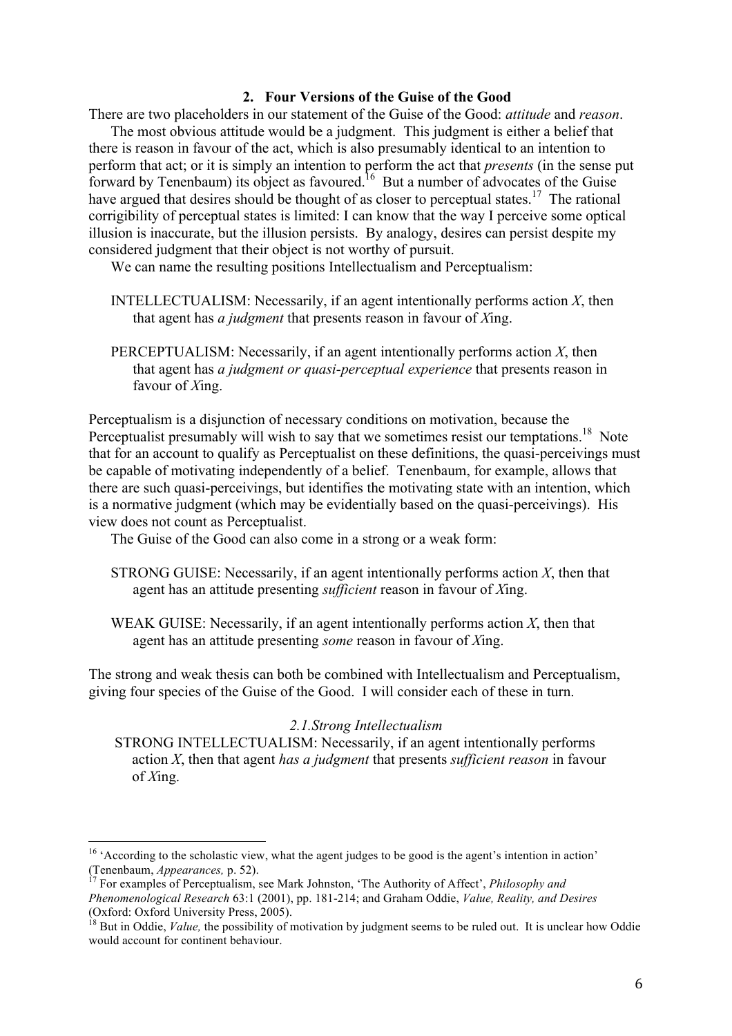## 2. Four Versions of the Guise of the Good

There are two placeholders in our statement of the Guise of the Good: *attitude* and *reason*.

The most obvious attitude would be a judgment. This judgment is either a belief that there is reason in favour of the act, which is also presumably identical to an intention to perform that act; or it is simply an intention to perform the act that *presents* (in the sense put forward by Tenenbaum) its object as favoured.[16] But a number of advocates of the Guise have argued that desires should be thought of as closer to perceptual states.[17] The rational corrigibility of perceptual states is limited: I can know that the way I perceive some optical illusion is inaccurate, but the illusion persists. By analogy, desires can persist despite my considered judgment that their object is not worthy of pursuit.

We can name the resulting positions Intellectualism and Perceptualism:

> INTELLECTUALISM: Necessarily, if an agent intentionally performs action *X*, then that agent has *a judgment* that presents reason in favour of *X*ing.

> PERCEPTUALISM: Necessarily, if an agent intentionally performs action *X*, then that agent has *a judgment or quasi-perceptual experience* that presents reason in favour of *X*ing.

Perceptualism is a disjunction of necessary conditions on motivation, because the Perceptualist presumably will wish to say that we sometimes resist our temptations.[18] Note that for an account to qualify as Perceptualist on these definitions, the quasi-perceivings must be capable of motivating independently of a belief. Tenenbaum, for example, allows that there are such quasi-perceivings, but identifies the motivating state with an intention, which is a normative judgment (which may be evidentially based on the quasi-perceivings). His view does not count as Perceptualist.

The Guise of the Good can also come in a strong or a weak form:

> STRONG GUISE: Necessarily, if an agent intentionally performs action *X*, then that agent has an attitude presenting *sufficient* reason in favour of *X*ing.

> WEAK GUISE: Necessarily, if an agent intentionally performs action *X*, then that agent has an attitude presenting *some* reason in favour of *X*ing.

The strong and weak thesis can both be combined with Intellectualism and Perceptualism, giving four species of the Guise of the Good. I will consider each of these in turn.

### *2.1. Strong Intellectualism*

> STRONG INTELLECTUALISM: Necessarily, if an agent intentionally performs action *X*, then that agent *has a judgment* that presents *sufficient reason* in favour of *X*ing.

---

[16] 'According to the scholastic view, what the agent judges to be good is the agent's intention in action' (Tenenbaum, *Appearances,* p. 52).

[17] For examples of Perceptualism, see Mark Johnston, 'The Authority of Affect', *Philosophy and Phenomenological Research* 63:1 (2001), pp. 181-214; and Graham Oddie, *Value, Reality, and Desires* (Oxford: Oxford University Press, 2005).

[18] But in Oddie, *Value,* the possibility of motivation by judgment seems to be ruled out. It is unclear how Oddie would account for continent behaviour.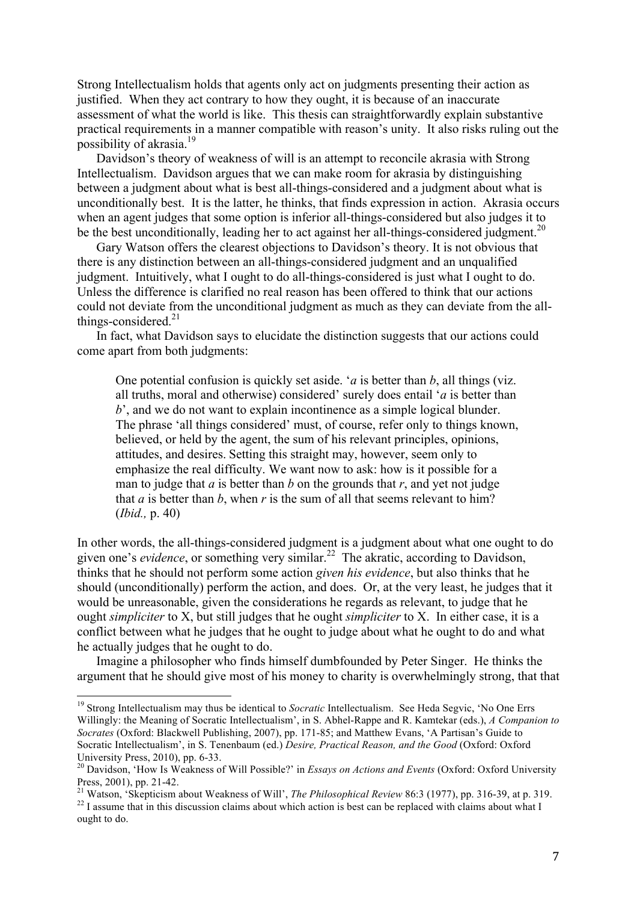Strong Intellectualism holds that agents only act on judgments presenting their action as justified. When they act contrary to how they ought, it is because of an inaccurate assessment of what the world is like. This thesis can straightforwardly explain substantive practical requirements in a manner compatible with reason's unity. It also risks ruling out the possibility of akrasia.[19]

Davidson's theory of weakness of will is an attempt to reconcile akrasia with Strong Intellectualism. Davidson argues that we can make room for akrasia by distinguishing between a judgment about what is best all-things-considered and a judgment about what is unconditionally best. It is the latter, he thinks, that finds expression in action. Akrasia occurs when an agent judges that some option is inferior all-things-considered but also judges it to be the best unconditionally, leading her to act against her all-things-considered judgment.[20]

Gary Watson offers the clearest objections to Davidson's theory. It is not obvious that there is any distinction between an all-things-considered judgment and an unqualified judgment. Intuitively, what I ought to do all-things-considered is just what I ought to do. Unless the difference is clarified no real reason has been offered to think that our actions could not deviate from the unconditional judgment as much as they can deviate from the all-things-considered.[21]

In fact, what Davidson says to elucidate the distinction suggests that our actions could come apart from both judgments:

> One potential confusion is quickly set aside. '*a* is better than *b*, all things (viz. all truths, moral and otherwise) considered' surely does entail '*a* is better than *b*', and we do not want to explain incontinence as a simple logical blunder. The phrase 'all things considered' must, of course, refer only to things known, believed, or held by the agent, the sum of his relevant principles, opinions, attitudes, and desires. Setting this straight may, however, seem only to emphasize the real difficulty. We want now to ask: how is it possible for a man to judge that *a* is better than *b* on the grounds that *r*, and yet not judge that *a* is better than *b*, when *r* is the sum of all that seems relevant to him? (*Ibid.,* p. 40)

In other words, the all-things-considered judgment is a judgment about what one ought to do given one's *evidence*, or something very similar.[22] The akratic, according to Davidson, thinks that he should not perform some action *given his evidence*, but also thinks that he should (unconditionally) perform the action, and does. Or, at the very least, he judges that it would be unreasonable, given the considerations he regards as relevant, to judge that he ought *simpliciter* to X, but still judges that he ought *simpliciter* to X. In either case, it is a conflict between what he judges that he ought to judge about what he ought to do and what he actually judges that he ought to do.

Imagine a philosopher who finds himself dumbfounded by Peter Singer. He thinks the argument that he should give most of his money to charity is overwhelmingly strong, that that

---

[19] Strong Intellectualism may thus be identical to *Socratic* Intellectualism. See Heda Segvic, 'No One Errs Willingly: the Meaning of Socratic Intellectualism', in S. Abhel-Rappe and R. Kamtekar (eds.), *A Companion to Socrates* (Oxford: Blackwell Publishing, 2007), pp. 171-85; and Matthew Evans, 'A Partisan's Guide to Socratic Intellectualism', in S. Tenenbaum (ed.) *Desire, Practical Reason, and the Good* (Oxford: Oxford University Press, 2010), pp. 6-33.

[20] Davidson, 'How Is Weakness of Will Possible?' in *Essays on Actions and Events* (Oxford: Oxford University Press, 2001), pp. 21-42.

[21] Watson, 'Skepticism about Weakness of Will', *The Philosophical Review* 86:3 (1977), pp. 316-39, at p. 319.

[22] I assume that in this discussion claims about which action is best can be replaced with claims about what I ought to do.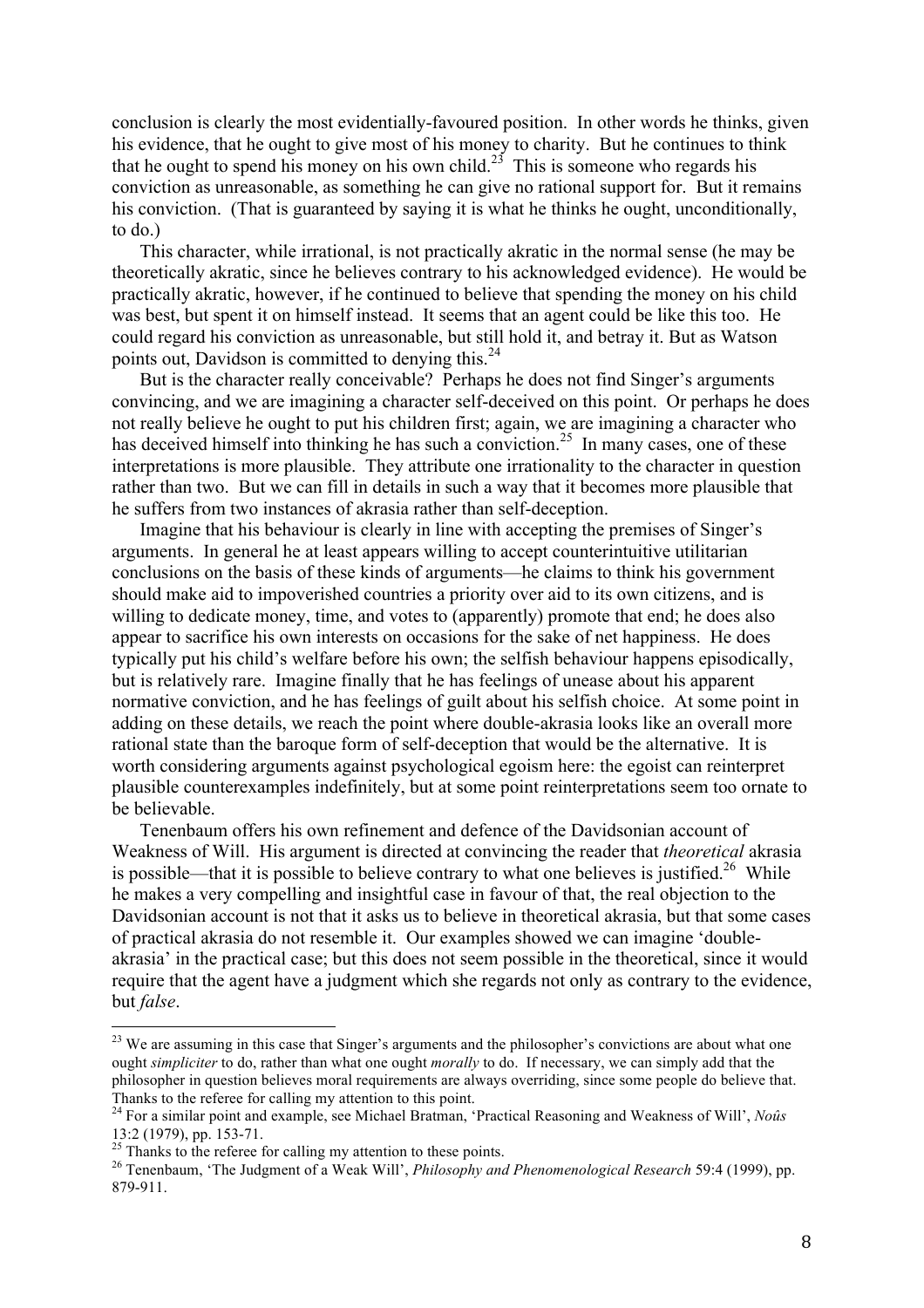conclusion is clearly the most evidentially-favoured position. In other words he thinks, given his evidence, that he ought to give most of his money to charity. But he continues to think that he ought to spend his money on his own child.[23] This is someone who regards his conviction as unreasonable, as something he can give no rational support for. But it remains his conviction. (That is guaranteed by saying it is what he thinks he ought, unconditionally, to do.)

This character, while irrational, is not practically akratic in the normal sense (he may be theoretically akratic, since he believes contrary to his acknowledged evidence). He would be practically akratic, however, if he continued to believe that spending the money on his child was best, but spent it on himself instead. It seems that an agent could be like this too. He could regard his conviction as unreasonable, but still hold it, and betray it. But as Watson points out, Davidson is committed to denying this.[24]

But is the character really conceivable? Perhaps he does not find Singer's arguments convincing, and we are imagining a character self-deceived on this point. Or perhaps he does not really believe he ought to put his children first; again, we are imagining a character who has deceived himself into thinking he has such a conviction.[25] In many cases, one of these interpretations is more plausible. They attribute one irrationality to the character in question rather than two. But we can fill in details in such a way that it becomes more plausible that he suffers from two instances of akrasia rather than self-deception.

Imagine that his behaviour is clearly in line with accepting the premises of Singer's arguments. In general he at least appears willing to accept counterintuitive utilitarian conclusions on the basis of these kinds of arguments—he claims to think his government should make aid to impoverished countries a priority over aid to its own citizens, and is willing to dedicate money, time, and votes to (apparently) promote that end; he does also appear to sacrifice his own interests on occasions for the sake of net happiness. He does typically put his child's welfare before his own; the selfish behaviour happens episodically, but is relatively rare. Imagine finally that he has feelings of unease about his apparent normative conviction, and he has feelings of guilt about his selfish choice. At some point in adding on these details, we reach the point where double-akrasia looks like an overall more rational state than the baroque form of self-deception that would be the alternative. It is worth considering arguments against psychological egoism here: the egoist can reinterpret plausible counterexamples indefinitely, but at some point reinterpretations seem too ornate to be believable.

Tenenbaum offers his own refinement and defence of the Davidsonian account of Weakness of Will. His argument is directed at convincing the reader that *theoretical* akrasia is possible—that it is possible to believe contrary to what one believes is justified.[26] While he makes a very compelling and insightful case in favour of that, the real objection to the Davidsonian account is not that it asks us to believe in theoretical akrasia, but that some cases of practical akrasia do not resemble it. Our examples showed we can imagine 'double-akrasia' in the practical case; but this does not seem possible in the theoretical, since it would require that the agent have a judgment which she regards not only as contrary to the evidence, but *false*.

---

[23] We are assuming in this case that Singer's arguments and the philosopher's convictions are about what one ought *simpliciter* to do, rather than what one ought *morally* to do. If necessary, we can simply add that the philosopher in question believes moral requirements are always overriding, since some people do believe that. Thanks to the referee for calling my attention to this point.

[24] For a similar point and example, see Michael Bratman, 'Practical Reasoning and Weakness of Will', *Noûs* 13:2 (1979), pp. 153-71.

[25] Thanks to the referee for calling my attention to these points.

[26] Tenenbaum, 'The Judgment of a Weak Will', *Philosophy and Phenomenological Research* 59:4 (1999), pp. 879-911.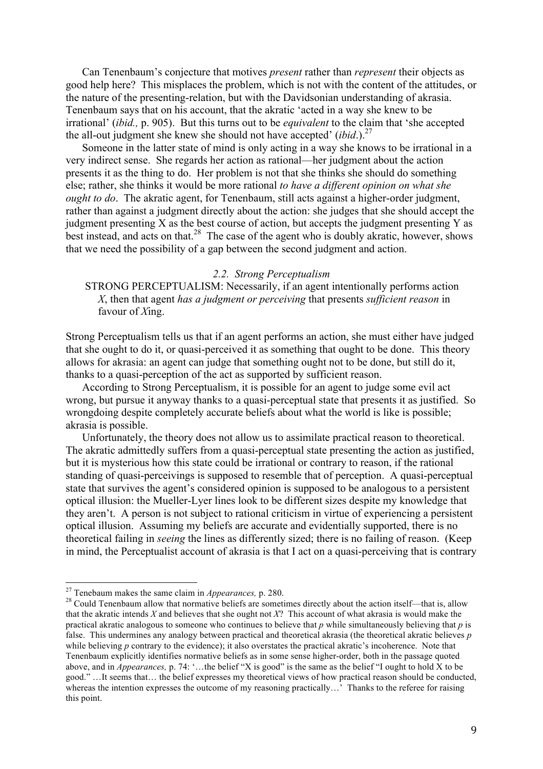Can Tenenbaum's conjecture that motives *present* rather than *represent* their objects as good help here? This misplaces the problem, which is not with the content of the attitudes, or the nature of the presenting-relation, but with the Davidsonian understanding of akrasia. Tenenbaum says that on his account, that the akratic 'acted in a way she knew to be irrational' (*ibid.,* p. 905). But this turns out to be *equivalent* to the claim that 'she accepted the all-out judgment she knew she should not have accepted' (*ibid*.).[27]

Someone in the latter state of mind is only acting in a way she knows to be irrational in a very indirect sense. She regards her action as rational—her judgment about the action presents it as the thing to do. Her problem is not that she thinks she should do something else; rather, she thinks it would be more rational *to have a different opinion on what she ought to do*. The akratic agent, for Tenenbaum, still acts against a higher-order judgment, rather than against a judgment directly about the action: she judges that she should accept the judgment presenting X as the best course of action, but accepts the judgment presenting Y as best instead, and acts on that.[28] The case of the agent who is doubly akratic, however, shows that we need the possibility of a gap between the second judgment and action.

### *2.2. Strong Perceptualism*

STRONG PERCEPTUALISM: Necessarily, if an agent intentionally performs action *X*, then that agent *has a judgment or perceiving* that presents *sufficient reason* in favour of *X*ing.

Strong Perceptualism tells us that if an agent performs an action, she must either have judged that she ought to do it, or quasi-perceived it as something that ought to be done. This theory allows for akrasia: an agent can judge that something ought not to be done, but still do it, thanks to a quasi-perception of the act as supported by sufficient reason.

According to Strong Perceptualism, it is possible for an agent to judge some evil act wrong, but pursue it anyway thanks to a quasi-perceptual state that presents it as justified. So wrongdoing despite completely accurate beliefs about what the world is like is possible; akrasia is possible.

Unfortunately, the theory does not allow us to assimilate practical reason to theoretical. The akratic admittedly suffers from a quasi-perceptual state presenting the action as justified, but it is mysterious how this state could be irrational or contrary to reason, if the rational standing of quasi-perceivings is supposed to resemble that of perception. A quasi-perceptual state that survives the agent's considered opinion is supposed to be analogous to a persistent optical illusion: the Mueller-Lyer lines look to be different sizes despite my knowledge that they aren't. A person is not subject to rational criticism in virtue of experiencing a persistent optical illusion. Assuming my beliefs are accurate and evidentially supported, there is no theoretical failing in *seeing* the lines as differently sized; there is no failing of reason. (Keep in mind, the Perceptualist account of akrasia is that I act on a quasi-perceiving that is contrary

---

[27] Tenebaum makes the same claim in *Appearances,* p. 280.

[28] Could Tenenbaum allow that normative beliefs are sometimes directly about the action itself—that is, allow that the akratic intends *X* and believes that she ought not *X*? This account of what akrasia is would make the practical akratic analogous to someone who continues to believe that *p* while simultaneously believing that *p* is false. This undermines any analogy between practical and theoretical akrasia (the theoretical akratic believes *p* while believing *p* contrary to the evidence); it also overstates the practical akratic's incoherence. Note that Tenenbaum explicitly identifies normative beliefs as in some sense higher-order, both in the passage quoted above, and in *Appearances,* p. 74: '…the belief "X is good" is the same as the belief "I ought to hold X to be good." …It seems that… the belief expresses my theoretical views of how practical reason should be conducted, whereas the intention expresses the outcome of my reasoning practically…' Thanks to the referee for raising this point.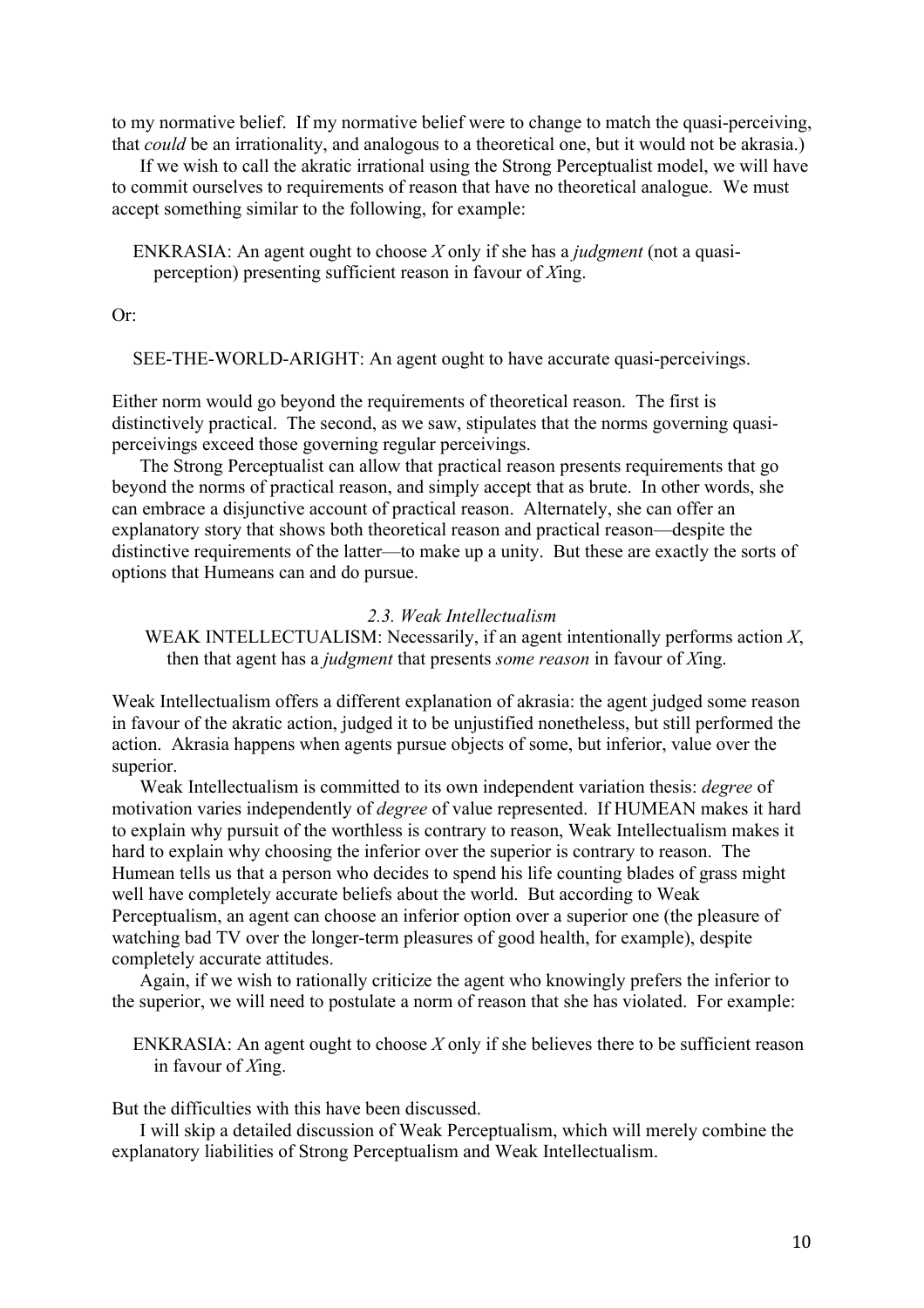to my normative belief. If my normative belief were to change to match the quasi-perceiving, that *could* be an irrationality, and analogous to a theoretical one, but it would not be akrasia.)

If we wish to call the akratic irrational using the Strong Perceptualist model, we will have to commit ourselves to requirements of reason that have no theoretical analogue. We must accept something similar to the following, for example:

> ENKRASIA: An agent ought to choose *X* only if she has a *judgment* (not a quasi-perception) presenting sufficient reason in favour of *X*ing.

Or:

> SEE-THE-WORLD-ARIGHT: An agent ought to have accurate quasi-perceivings.

Either norm would go beyond the requirements of theoretical reason. The first is distinctively practical. The second, as we saw, stipulates that the norms governing quasi-perceivings exceed those governing regular perceivings.

The Strong Perceptualist can allow that practical reason presents requirements that go beyond the norms of practical reason, and simply accept that as brute. In other words, she can embrace a disjunctive account of practical reason. Alternately, she can offer an explanatory story that shows both theoretical reason and practical reason—despite the distinctive requirements of the latter—to make up a unity. But these are exactly the sorts of options that Humeans can and do pursue.

### *2.3. Weak Intellectualism*

> WEAK INTELLECTUALISM: Necessarily, if an agent intentionally performs action *X*, then that agent has a *judgment* that presents *some reason* in favour of *X*ing.

Weak Intellectualism offers a different explanation of akrasia: the agent judged some reason in favour of the akratic action, judged it to be unjustified nonetheless, but still performed the action. Akrasia happens when agents pursue objects of some, but inferior, value over the superior.

Weak Intellectualism is committed to its own independent variation thesis: *degree* of motivation varies independently of *degree* of value represented. If HUMEAN makes it hard to explain why pursuit of the worthless is contrary to reason, Weak Intellectualism makes it hard to explain why choosing the inferior over the superior is contrary to reason. The Humean tells us that a person who decides to spend his life counting blades of grass might well have completely accurate beliefs about the world. But according to Weak Perceptualism, an agent can choose an inferior option over a superior one (the pleasure of watching bad TV over the longer-term pleasures of good health, for example), despite completely accurate attitudes.

Again, if we wish to rationally criticize the agent who knowingly prefers the inferior to the superior, we will need to postulate a norm of reason that she has violated. For example:

> ENKRASIA: An agent ought to choose *X* only if she believes there to be sufficient reason in favour of *X*ing.

But the difficulties with this have been discussed.

I will skip a detailed discussion of Weak Perceptualism, which will merely combine the explanatory liabilities of Strong Perceptualism and Weak Intellectualism.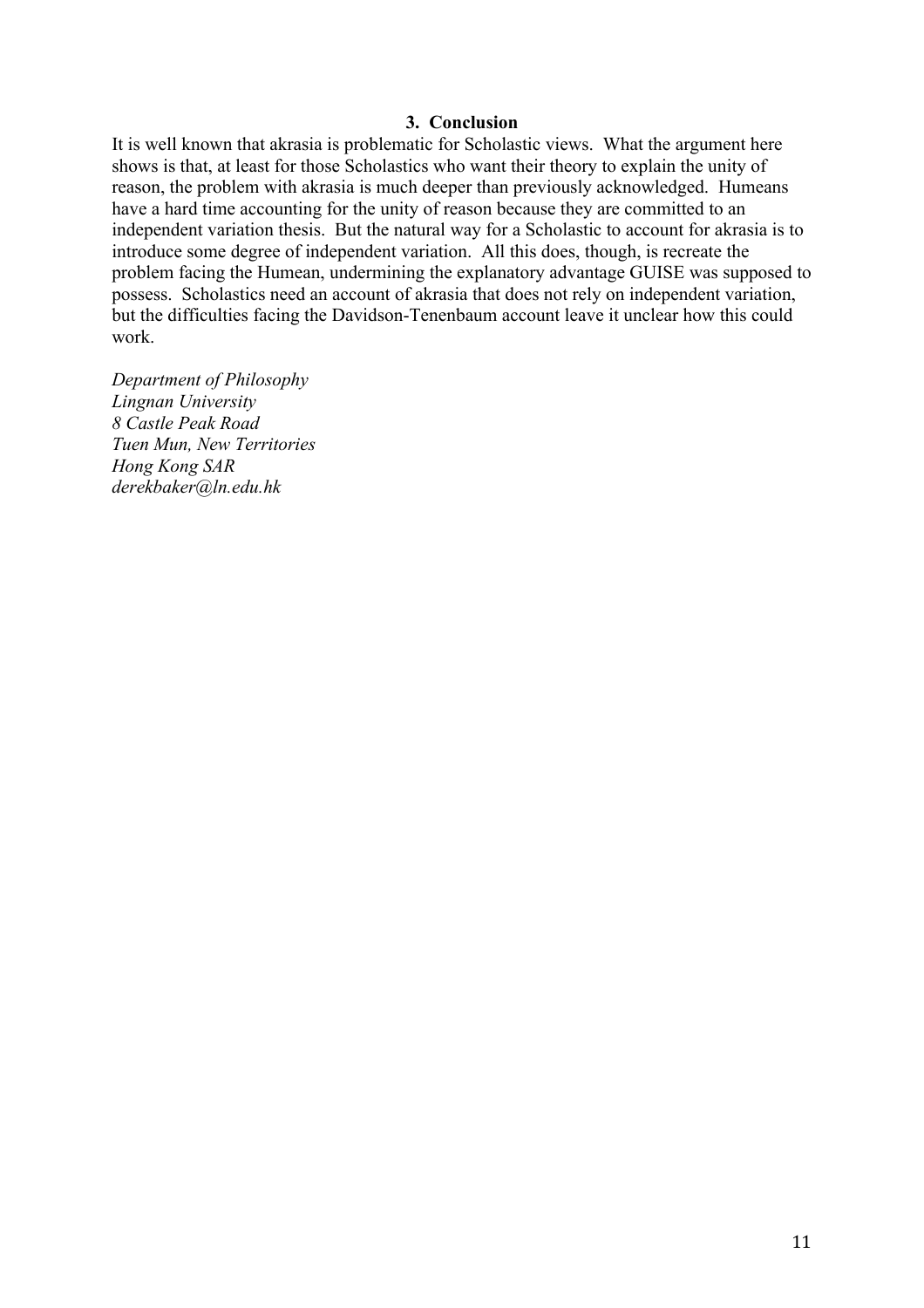## 3. Conclusion

It is well known that akrasia is problematic for Scholastic views. What the argument here shows is that, at least for those Scholastics who want their theory to explain the unity of reason, the problem with akrasia is much deeper than previously acknowledged. Humeans have a hard time accounting for the unity of reason because they are committed to an independent variation thesis. But the natural way for a Scholastic to account for akrasia is to introduce some degree of independent variation. All this does, though, is recreate the problem facing the Humean, undermining the explanatory advantage GUISE was supposed to possess. Scholastics need an account of akrasia that does not rely on independent variation, but the difficulties facing the Davidson-Tenenbaum account leave it unclear how this could work.

*Department of Philosophy*
*Lingnan University*
*8 Castle Peak Road*
*Tuen Mun, New Territories*
*Hong Kong SAR*
*derekbaker@ln.edu.hk*